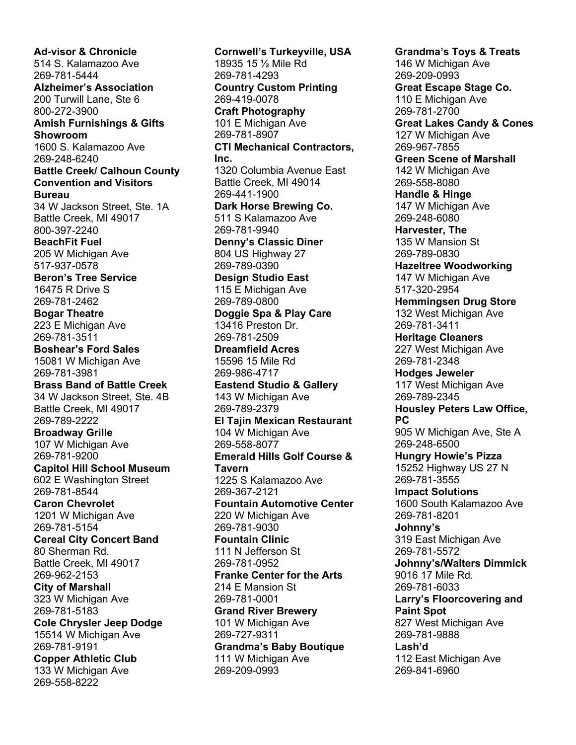**Ad-visor & Chronicle**
514 S. Kalamazoo Ave
269-781-5444

**Alzheimer's Association**
200 Turwill Lane, Ste 6
800-272-3900

**Amish Furnishings & Gifts Showroom**
1600 S. Kalamazoo Ave
269-248-6240

**Battle Creek/ Calhoun County Convention and Visitors Bureau**
34 W Jackson Street, Ste. 1A
Battle Creek, MI 49017
800-397-2240

**BeachFit Fuel**
205 W Michigan Ave
517-937-0578

**Beron's Tree Service**
16475 R Drive S
269-781-2462

**Bogar Theatre**
223 E Michigan Ave
269-781-3511

**Boshear's Ford Sales**
15081 W Michigan Ave
269-781-3981

**Brass Band of Battle Creek**
34 W Jackson Street, Ste. 4B
Battle Creek, MI 49017
269-789-2222

**Broadway Grille**
107 W Michigan Ave
269-781-9200

**Capitol Hill School Museum**
602 E Washington Street
269-781-8544

**Caron Chevrolet**
1201 W Michigan Ave
269-781-5154

**Cereal City Concert Band**
80 Sherman Rd.
Battle Creek, MI 49017
269-962-2153

**City of Marshall**
323 W Michigan Ave
269-781-5183

**Cole Chrysler Jeep Dodge**
15514 W Michigan Ave
269-781-9191

**Copper Athletic Club**
133 W Michigan Ave
269-558-8222

**Cornwell's Turkeyville, USA**
18935 15 ½ Mile Rd
269-781-4293

**Country Custom Printing**
269-419-0078

**Craft Photography**
101 E Michigan Ave
269-781-8907

**CTI Mechanical Contractors, Inc.**
1320 Columbia Avenue East
Battle Creek, MI 49014
269-441-1900

**Dark Horse Brewing Co.**
511 S Kalamazoo Ave
269-781-9940

**Denny's Classic Diner**
804 US Highway 27
269-789-0390

**Design Studio East**
115 E Michigan Ave
269-789-0800

**Doggie Spa & Play Care**
13416 Preston Dr.
269-781-2509

**Dreamfield Acres**
15596 15 Mile Rd
269-986-4717

**Eastend Studio & Gallery**
143 W Michigan Ave
269-789-2379

**El Tajin Mexican Restaurant**
104 W Michigan Ave
269-558-8077

**Emerald Hills Golf Course & Tavern**
1225 S Kalamazoo Ave
269-367-2121

**Fountain Automotive Center**
220 W Michigan Ave
269-781-9030

**Fountain Clinic**
111 N Jefferson St
269-781-0952

**Franke Center for the Arts**
214 E Mansion St
269-781-0001

**Grand River Brewery**
101 W Michigan Ave
269-727-9311

**Grandma's Baby Boutique**
111 W Michigan Ave
269-209-0993

**Grandma's Toys & Treats**
146 W Michigan Ave
269-209-0993

**Great Escape Stage Co.**
110 E Michigan Ave
269-781-2700

**Great Lakes Candy & Cones**
127 W Michigan Ave
269-967-7855

**Green Scene of Marshall**
142 W Michigan Ave
269-558-8080

**Handle & Hinge**
147 W Michigan Ave
269-248-6080

**Harvester, The**
135 W Mansion St
269-789-0830

**Hazeltree Woodworking**
147 W Michigan Ave
517-320-2954

**Hemmingsen Drug Store**
132 West Michigan Ave
269-781-3411

**Heritage Cleaners**
227 West Michigan Ave
269-781-2348

**Hodges Jeweler**
117 West Michigan Ave
269-789-2345

**Housley Peters Law Office, PC**
905 W Michigan Ave, Ste A
269-248-6500

**Hungry Howie's Pizza**
15252 Highway US 27 N
269-781-3555

**Impact Solutions**
1600 South Kalamazoo Ave
269-781-8201

**Johnny's**
319 East Michigan Ave
269-781-5572

**Johnny's/Walters Dimmick**
9016 17 Mile Rd.
269-781-6033

**Larry's Floorcovering and Paint Spot**
827 West Michigan Ave
269-781-9888

**Lash'd**
112 East Michigan Ave
269-841-6960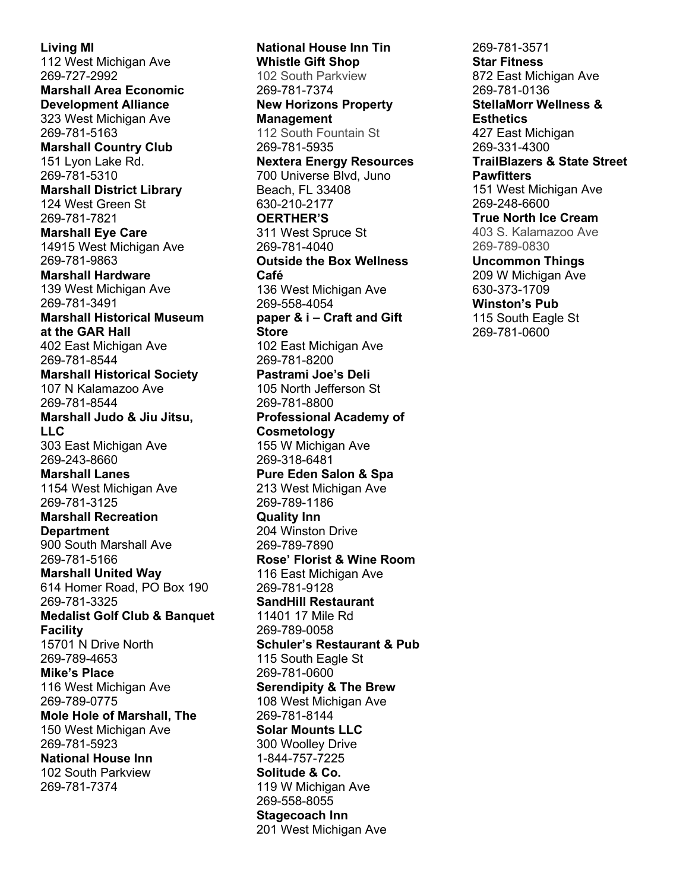**Living MI**
112 West Michigan Ave
269-727-2992

**Marshall Area Economic Development Alliance**
323 West Michigan Ave
269-781-5163

**Marshall Country Club**
151 Lyon Lake Rd.
269-781-5310

**Marshall District Library**
124 West Green St
269-781-7821

**Marshall Eye Care**
14915 West Michigan Ave
269-781-9863

**Marshall Hardware**
139 West Michigan Ave
269-781-3491

**Marshall Historical Museum at the GAR Hall**
402 East Michigan Ave
269-781-8544

**Marshall Historical Society**
107 N Kalamazoo Ave
269-781-8544

**Marshall Judo & Jiu Jitsu, LLC**
303 East Michigan Ave
269-243-8660

**Marshall Lanes**
1154 West Michigan Ave
269-781-3125

**Marshall Recreation Department**
900 South Marshall Ave
269-781-5166

**Marshall United Way**
614 Homer Road, PO Box 190
269-781-3325

**Medalist Golf Club & Banquet Facility**
15701 N Drive North
269-789-4653

**Mike's Place**
116 West Michigan Ave
269-789-0775

**Mole Hole of Marshall, The**
150 West Michigan Ave
269-781-5923

**National House Inn**
102 South Parkview
269-781-7374

**National House Inn Tin Whistle Gift Shop**
102 South Parkview
269-781-7374

**New Horizons Property Management**
112 South Fountain St
269-781-5935

**Nextera Energy Resources**
700 Universe Blvd, Juno Beach, FL 33408
630-210-2177

**OERTHER'S**
311 West Spruce St
269-781-4040

**Outside the Box Wellness Café**
136 West Michigan Ave
269-558-4054

**paper & i – Craft and Gift Store**
102 East Michigan Ave
269-781-8200

**Pastrami Joe's Deli**
105 North Jefferson St
269-781-8800

**Professional Academy of Cosmetology**
155 W Michigan Ave
269-318-6481

**Pure Eden Salon & Spa**
213 West Michigan Ave
269-789-1186

**Quality Inn**
204 Winston Drive
269-789-7890

**Rose' Florist & Wine Room**
116 East Michigan Ave
269-781-9128

**SandHill Restaurant**
11401 17 Mile Rd
269-789-0058

**Schuler's Restaurant & Pub**
115 South Eagle St
269-781-0600

**Serendipity & The Brew**
108 West Michigan Ave
269-781-8144

**Solar Mounts LLC**
300 Woolley Drive
1-844-757-7225

**Solitude & Co.**
119 W Michigan Ave
269-558-8055

**Stagecoach Inn**
201 West Michigan Ave
269-781-3571

**Star Fitness**
872 East Michigan Ave
269-781-0136

**StellaMorr Wellness & Esthetics**
427 East Michigan
269-331-4300

**TrailBlazers & State Street Pawfitters**
151 West Michigan Ave
269-248-6600

**True North Ice Cream**
403 S. Kalamazoo Ave
269-789-0830

**Uncommon Things**
209 W Michigan Ave
630-373-1709

**Winston's Pub**
115 South Eagle St
269-781-0600